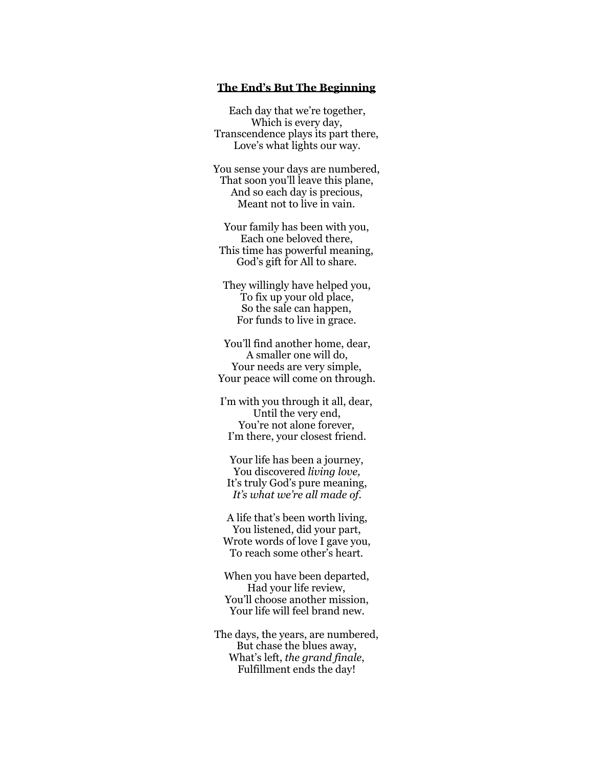**The End's But The Beginning**

Each day that we're together,  
Which is every day,  
Transcendence plays its part there,  
Love's what lights our way.

You sense your days are numbered,  
That soon you'll leave this plane,  
And so each day is precious,  
Meant not to live in vain.

Your family has been with you,  
Each one beloved there,  
This time has powerful meaning,  
God's gift for All to share.

They willingly have helped you,  
To fix up your old place,  
So the sale can happen,  
For funds to live in grace.

You'll find another home, dear,  
A smaller one will do,  
Your needs are very simple,  
Your peace will come on through.

I'm with you through it all, dear,  
Until the very end,  
You're not alone forever,  
I'm there, your closest friend.

Your life has been a journey,  
You discovered *living love,*  
It's truly God's pure meaning,  
*It's what we're all made of*.

A life that's been worth living,  
You listened, did your part,  
Wrote words of love I gave you,  
To reach some other's heart.

When you have been departed,  
Had your life review,  
You'll choose another mission,  
Your life will feel brand new.

The days, the years, are numbered,  
But chase the blues away,  
What's left, *the grand finale*,  
Fulfillment ends the day!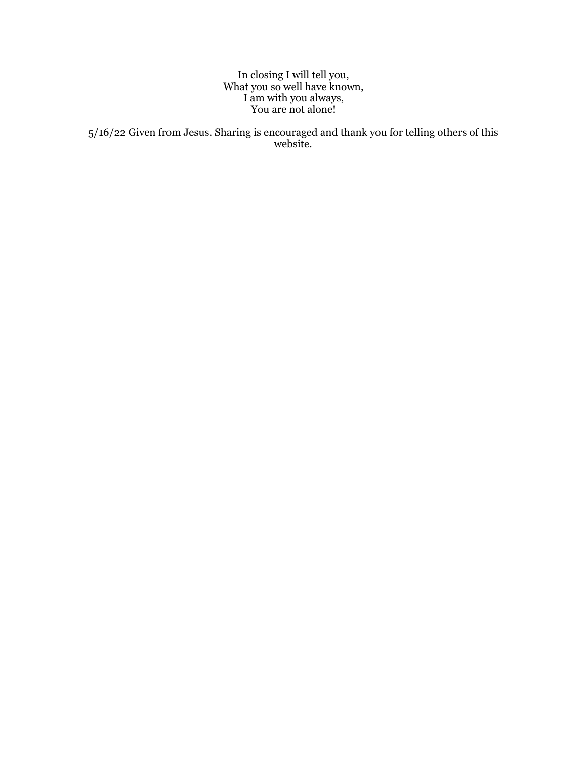In closing I will tell you,
What you so well have known,
I am with you always,
You are not alone!

5/16/22 Given from Jesus. Sharing is encouraged and thank you for telling others of this website.